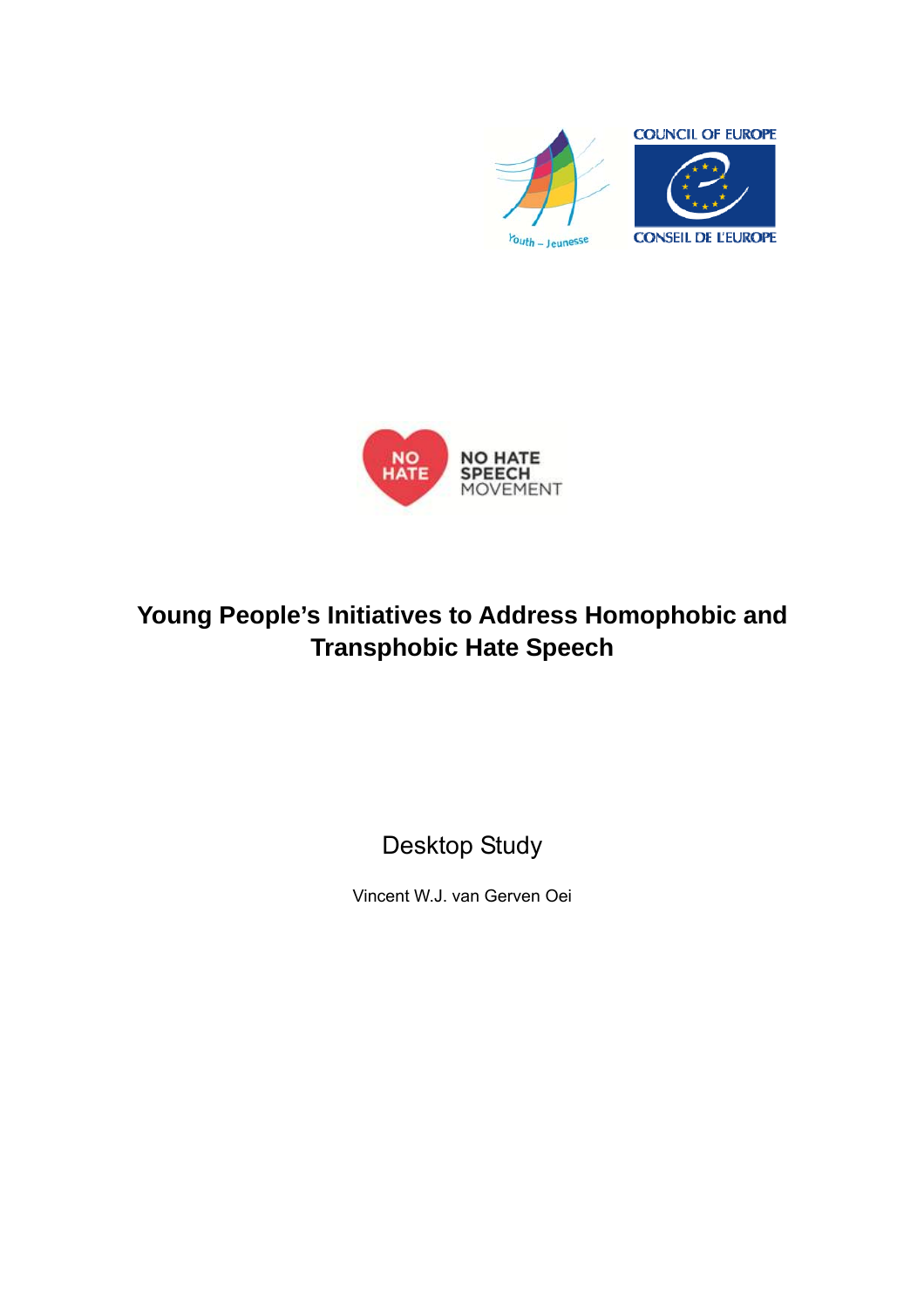# Young People's Initiatives to Address Homophobic and Transphobic Hate Speech

Desktop Study

Vincent W.J. van Gerven Oei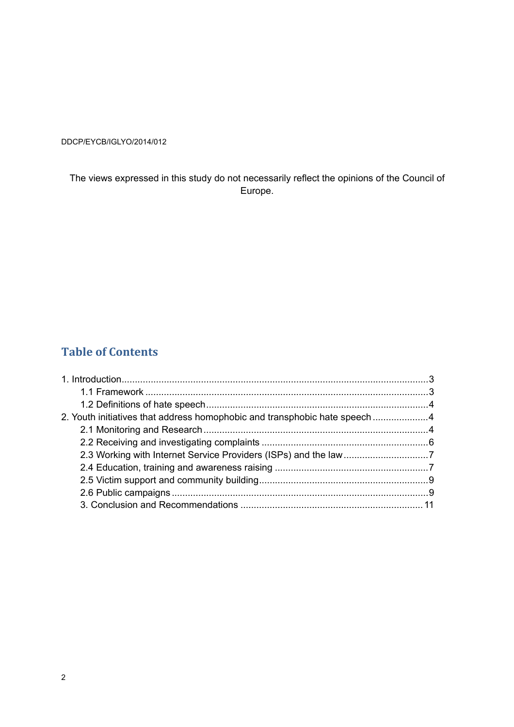DDCP/EYCB/IGLYO/2014/012

The views expressed in this study do not necessarily reflect the opinions of the Council of Europe.

## Table of Contents

1. Introduction....3
    - 1.1 Framework....3
    - 1.2 Definitions of hate speech....4
2. Youth initiatives that address homophobic and transphobic hate speech....4
    - 2.1 Monitoring and Research....4
    - 2.2 Receiving and investigating complaints....6
    - 2.3 Working with Internet Service Providers (ISPs) and the law....7
    - 2.4 Education, training and awareness raising....7
    - 2.5 Victim support and community building....9
    - 2.6 Public campaigns....9
    - 3. Conclusion and Recommendations....11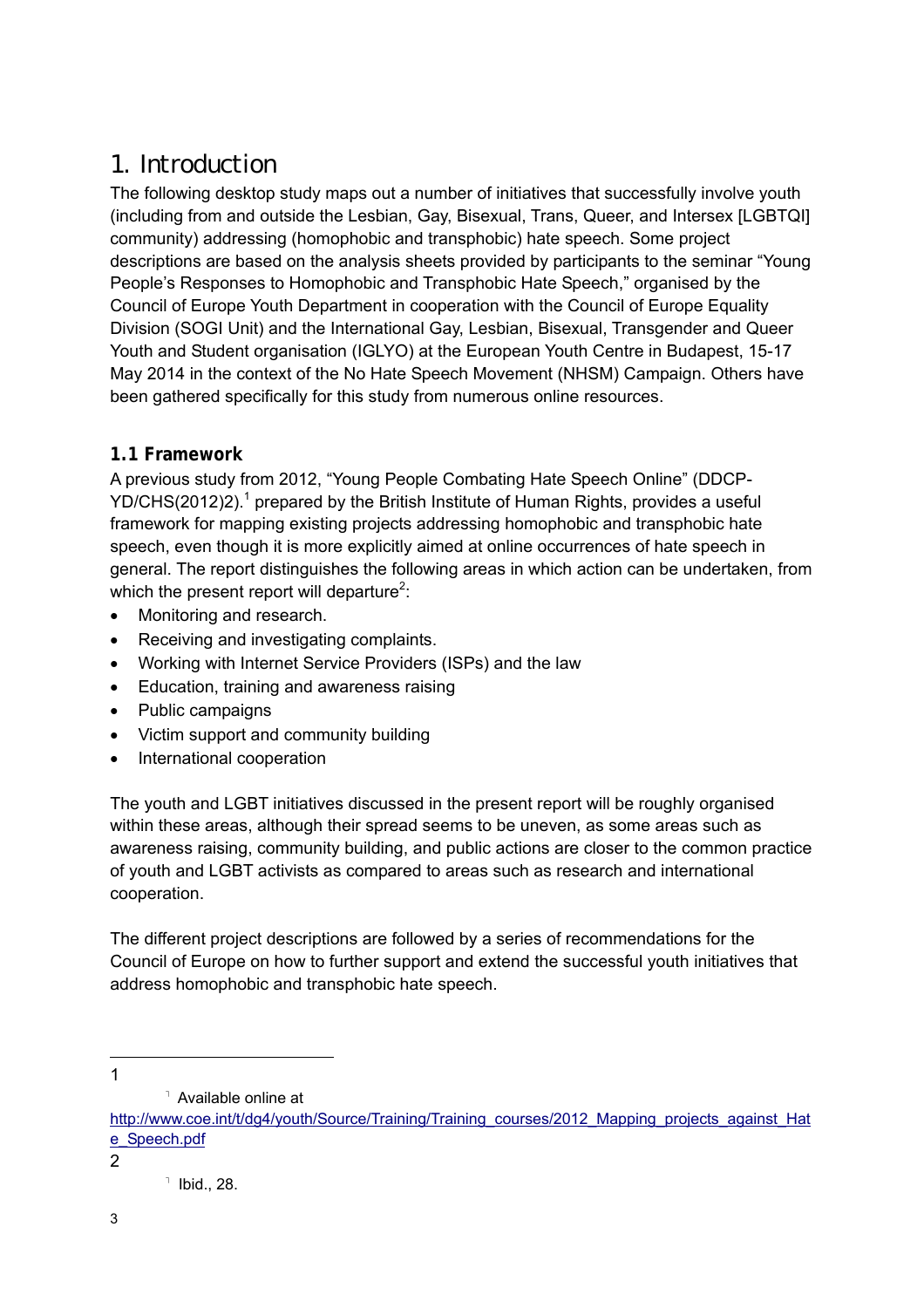# 1. Introduction

The following desktop study maps out a number of initiatives that successfully involve youth (including from and outside the Lesbian, Gay, Bisexual, Trans, Queer, and Intersex [LGBTQI] community) addressing (homophobic and transphobic) hate speech. Some project descriptions are based on the analysis sheets provided by participants to the seminar "Young People's Responses to Homophobic and Transphobic Hate Speech," organised by the Council of Europe Youth Department in cooperation with the Council of Europe Equality Division (SOGI Unit) and the International Gay, Lesbian, Bisexual, Transgender and Queer Youth and Student organisation (IGLYO) at the European Youth Centre in Budapest, 15-17 May 2014 in the context of the No Hate Speech Movement (NHSM) Campaign. Others have been gathered specifically for this study from numerous online resources.

## 1.1 Framework

A previous study from 2012, "Young People Combating Hate Speech Online" (DDCP-YD/CHS(2012)2).[1] prepared by the British Institute of Human Rights, provides a useful framework for mapping existing projects addressing homophobic and transphobic hate speech, even though it is more explicitly aimed at online occurrences of hate speech in general. The report distinguishes the following areas in which action can be undertaken, from which the present report will departure[2]:

- Monitoring and research.
- Receiving and investigating complaints.
- Working with Internet Service Providers (ISPs) and the law
- Education, training and awareness raising
- Public campaigns
- Victim support and community building
- International cooperation

The youth and LGBT initiatives discussed in the present report will be roughly organised within these areas, although their spread seems to be uneven, as some areas such as awareness raising, community building, and public actions are closer to the common practice of youth and LGBT activists as compared to areas such as research and international cooperation.

The different project descriptions are followed by a series of recommendations for the Council of Europe on how to further support and extend the successful youth initiatives that address homophobic and transphobic hate speech.

---

1 Available online at http://www.coe.int/t/dg4/youth/Source/Training/Training_courses/2012_Mapping_projects_against_Hate_Speech.pdf

2 Ibid., 28.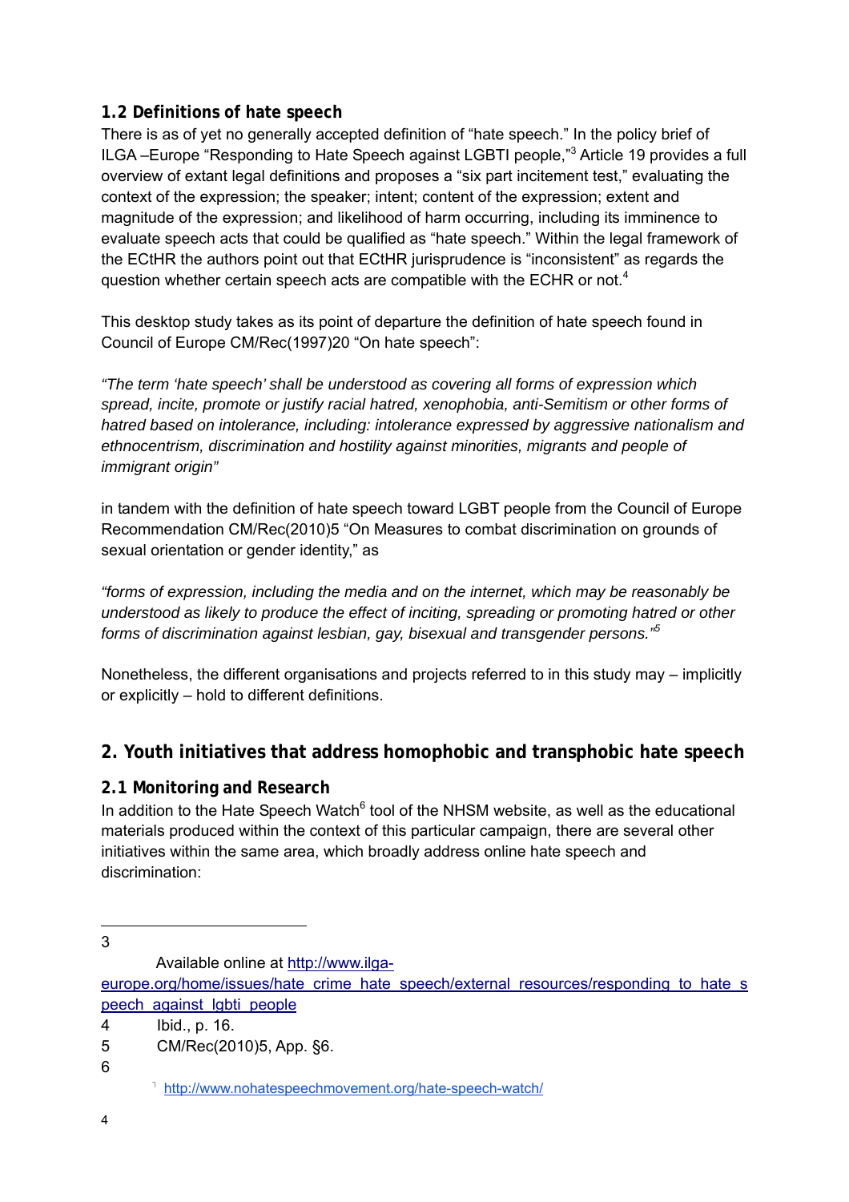### 1.2 Definitions of hate speech

There is as of yet no generally accepted definition of "hate speech." In the policy brief of ILGA –Europe "Responding to Hate Speech against LGBTI people,"[3] Article 19 provides a full overview of extant legal definitions and proposes a "six part incitement test," evaluating the context of the expression; the speaker; intent; content of the expression; extent and magnitude of the expression; and likelihood of harm occurring, including its imminence to evaluate speech acts that could be qualified as "hate speech." Within the legal framework of the ECtHR the authors point out that ECtHR jurisprudence is "inconsistent" as regards the question whether certain speech acts are compatible with the ECHR or not.[4]

This desktop study takes as its point of departure the definition of hate speech found in Council of Europe CM/Rec(1997)20 "On hate speech":

*"The term 'hate speech' shall be understood as covering all forms of expression which spread, incite, promote or justify racial hatred, xenophobia, anti-Semitism or other forms of hatred based on intolerance, including: intolerance expressed by aggressive nationalism and ethnocentrism, discrimination and hostility against minorities, migrants and people of immigrant origin"*

in tandem with the definition of hate speech toward LGBT people from the Council of Europe Recommendation CM/Rec(2010)5 "On Measures to combat discrimination on grounds of sexual orientation or gender identity," as

*"forms of expression, including the media and on the internet, which may be reasonably be understood as likely to produce the effect of inciting, spreading or promoting hatred or other forms of discrimination against lesbian, gay, bisexual and transgender persons."*[5]

Nonetheless, the different organisations and projects referred to in this study may – implicitly or explicitly – hold to different definitions.

## 2. Youth initiatives that address homophobic and transphobic hate speech

### 2.1 Monitoring and Research

In addition to the Hate Speech Watch[6] tool of the NHSM website, as well as the educational materials produced within the context of this particular campaign, there are several other initiatives within the same area, which broadly address online hate speech and discrimination:

---

3 Available online at http://www.ilga-europe.org/home/issues/hate_crime_hate_speech/external_resources/responding_to_hate_speech_against_lgbti_people

4 Ibid., p. 16.

5 CM/Rec(2010)5, App. §6.

6 http://www.nohatespeechmovement.org/hate-speech-watch/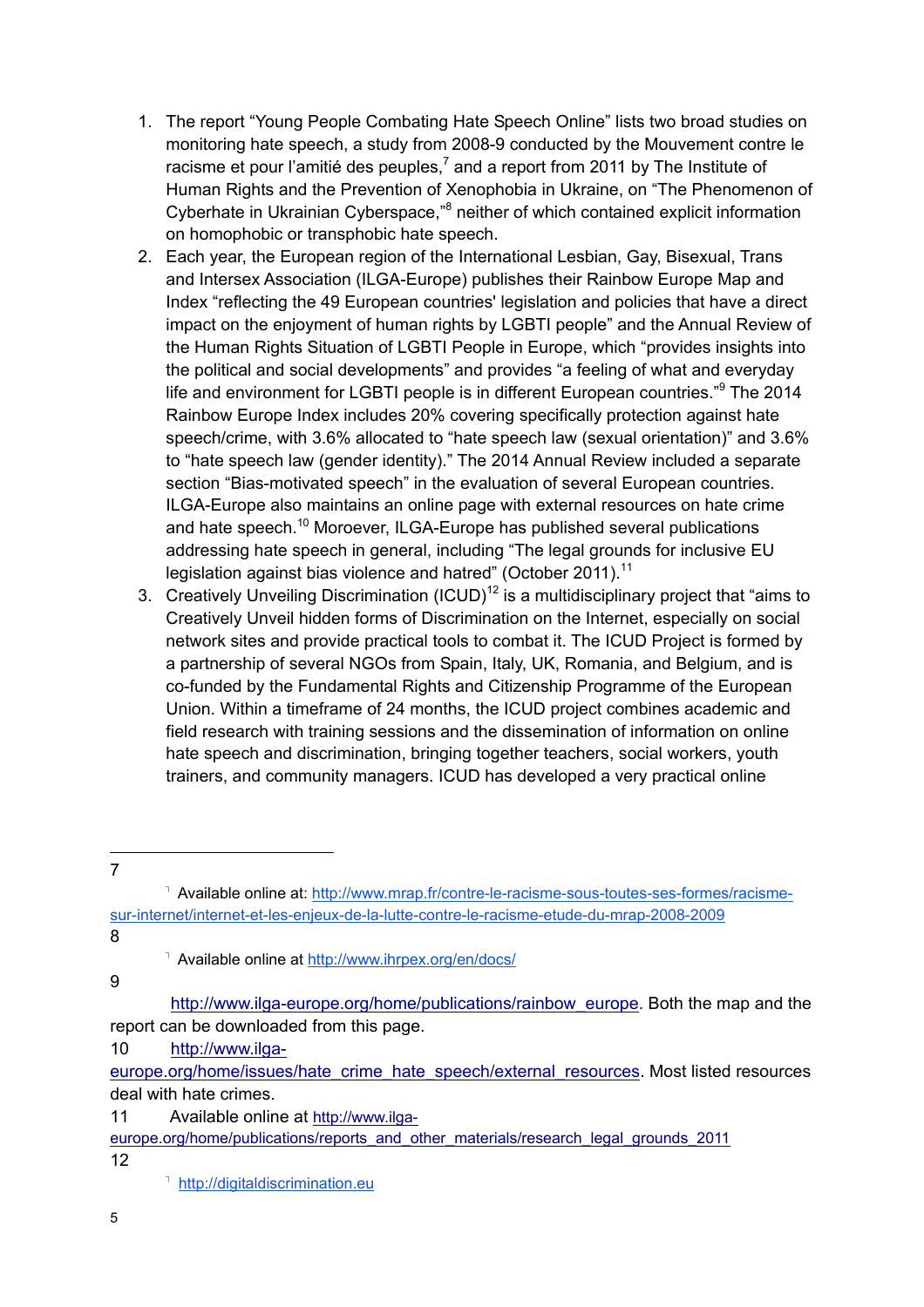1. The report "Young People Combating Hate Speech Online" lists two broad studies on monitoring hate speech, a study from 2008-9 conducted by the Mouvement contre le racisme et pour l'amitié des peuples,[7] and a report from 2011 by The Institute of Human Rights and the Prevention of Xenophobia in Ukraine, on "The Phenomenon of Cyberhate in Ukrainian Cyberspace,"[8] neither of which contained explicit information on homophobic or transphobic hate speech.
2. Each year, the European region of the International Lesbian, Gay, Bisexual, Trans and Intersex Association (ILGA-Europe) publishes their Rainbow Europe Map and Index "reflecting the 49 European countries' legislation and policies that have a direct impact on the enjoyment of human rights by LGBTI people" and the Annual Review of the Human Rights Situation of LGBTI People in Europe, which "provides insights into the political and social developments" and provides "a feeling of what and everyday life and environment for LGBTI people is in different European countries."[9] The 2014 Rainbow Europe Index includes 20% covering specifically protection against hate speech/crime, with 3.6% allocated to "hate speech law (sexual orientation)" and 3.6% to "hate speech law (gender identity)." The 2014 Annual Review included a separate section "Bias-motivated speech" in the evaluation of several European countries. ILGA-Europe also maintains an online page with external resources on hate crime and hate speech.[10] Moroever, ILGA-Europe has published several publications addressing hate speech in general, including "The legal grounds for inclusive EU legislation against bias violence and hatred" (October 2011).[11]
3. Creatively Unveiling Discrimination (ICUD)[12] is a multidisciplinary project that "aims to Creatively Unveil hidden forms of Discrimination on the Internet, especially on social network sites and provide practical tools to combat it. The ICUD Project is formed by a partnership of several NGOs from Spain, Italy, UK, Romania, and Belgium, and is co-funded by the Fundamental Rights and Citizenship Programme of the European Union. Within a timeframe of 24 months, the ICUD project combines academic and field research with training sessions and the dissemination of information on online hate speech and discrimination, bringing together teachers, social workers, youth trainers, and community managers. ICUD has developed a very practical online

---

7 Available online at: http://www.mrap.fr/contre-le-racisme-sous-toutes-ses-formes/racisme-sur-internet/internet-et-les-enjeux-de-la-lutte-contre-le-racisme-etude-du-mrap-2008-2009

8 Available online at http://www.ihrpex.org/en/docs/

9 http://www.ilga-europe.org/home/publications/rainbow_europe. Both the map and the report can be downloaded from this page.

10 http://www.ilga-europe.org/home/issues/hate_crime_hate_speech/external_resources. Most listed resources deal with hate crimes.

11 Available online at http://www.ilga-europe.org/home/publications/reports_and_other_materials/research_legal_grounds_2011

12 http://digitaldiscrimination.eu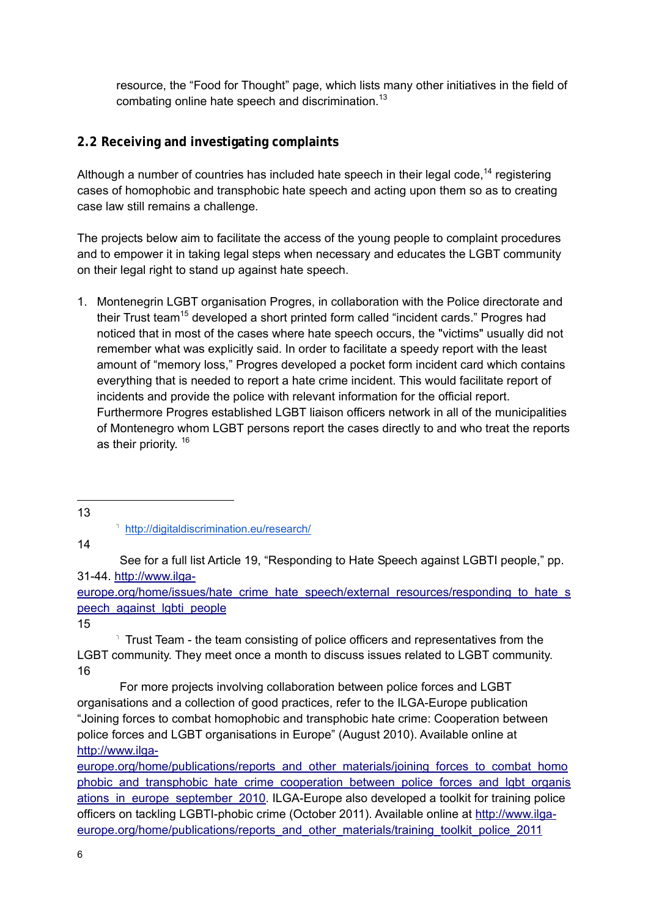resource, the "Food for Thought" page, which lists many other initiatives in the field of combating online hate speech and discrimination.[13]

## 2.2 Receiving and investigating complaints

Although a number of countries has included hate speech in their legal code,[14] registering cases of homophobic and transphobic hate speech and acting upon them so as to creating case law still remains a challenge.

The projects below aim to facilitate the access of the young people to complaint procedures and to empower it in taking legal steps when necessary and educates the LGBT community on their legal right to stand up against hate speech.

1. Montenegrin LGBT organisation Progres, in collaboration with the Police directorate and their Trust team[15] developed a short printed form called "incident cards." Progres had noticed that in most of the cases where hate speech occurs, the "victims" usually did not remember what was explicitly said. In order to facilitate a speedy report with the least amount of "memory loss," Progres developed a pocket form incident card which contains everything that is needed to report a hate crime incident. This would facilitate report of incidents and provide the police with relevant information for the official report. Furthermore Progres established LGBT liaison officers network in all of the municipalities of Montenegro whom LGBT persons report the cases directly to and who treat the reports as their priority. [16]

---

13 http://digitaldiscrimination.eu/research/

14 See for a full list Article 19, "Responding to Hate Speech against LGBTI people," pp. 31-44. http://www.ilga-europe.org/home/issues/hate_crime_hate_speech/external_resources/responding_to_hate_speech_against_lgbti_people

15 Trust Team - the team consisting of police officers and representatives from the LGBT community. They meet once a month to discuss issues related to LGBT community.

16 For more projects involving collaboration between police forces and LGBT organisations and a collection of good practices, refer to the ILGA-Europe publication "Joining forces to combat homophobic and transphobic hate crime: Cooperation between police forces and LGBT organisations in Europe" (August 2010). Available online at http://www.ilga-europe.org/home/publications/reports_and_other_materials/joining_forces_to_combat_homophobic_and_transphobic_hate_crime_cooperation_between_police_forces_and_lgbt_organisations_in_europe_september_2010. ILGA-Europe also developed a toolkit for training police officers on tackling LGBTI-phobic crime (October 2011). Available online at http://www.ilga-europe.org/home/publications/reports_and_other_materials/training_toolkit_police_2011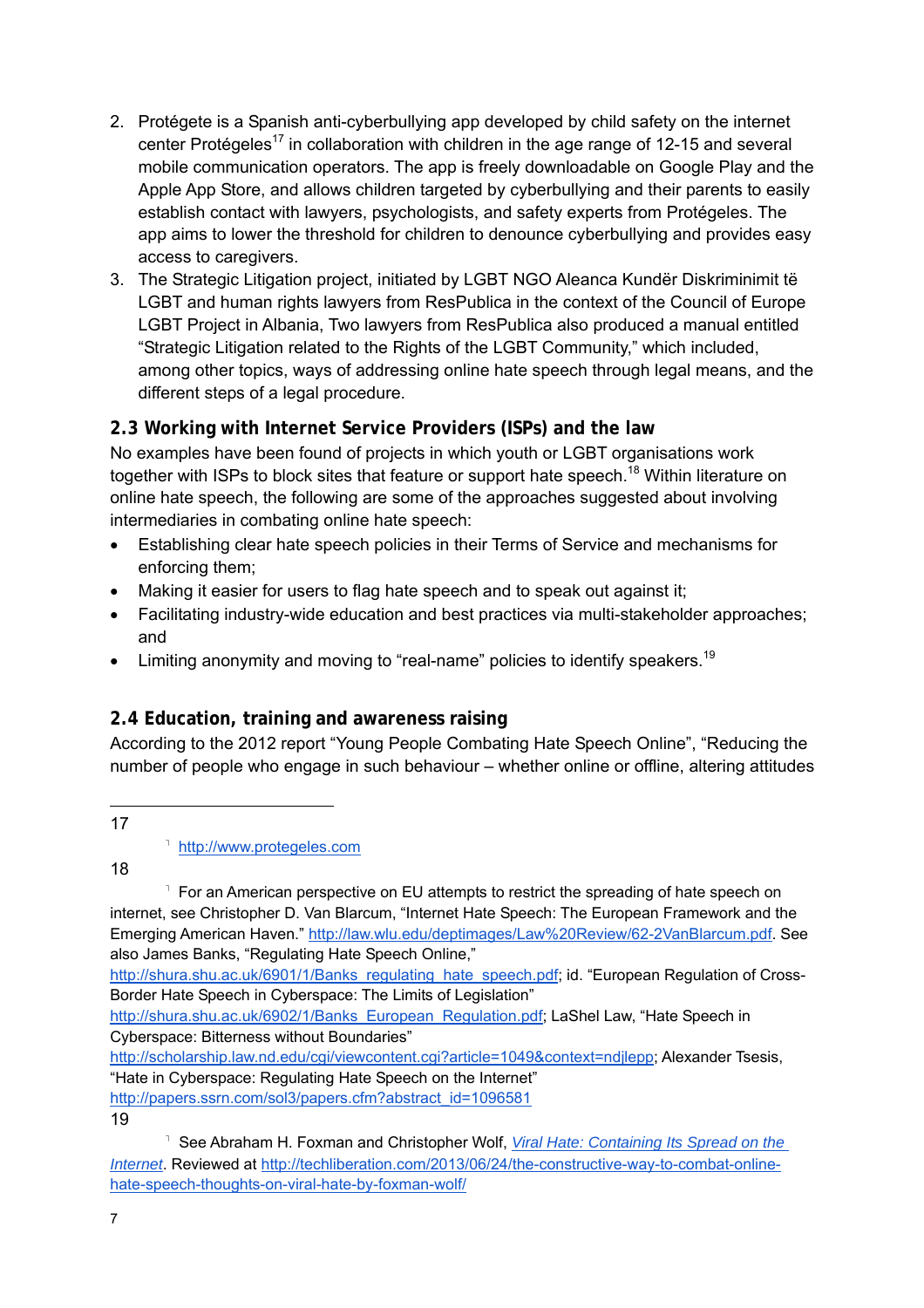2. Protégete is a Spanish anti-cyberbullying app developed by child safety on the internet center Protégeles[17] in collaboration with children in the age range of 12-15 and several mobile communication operators. The app is freely downloadable on Google Play and the Apple App Store, and allows children targeted by cyberbullying and their parents to easily establish contact with lawyers, psychologists, and safety experts from Protégeles. The app aims to lower the threshold for children to denounce cyberbullying and provides easy access to caregivers.
3. The Strategic Litigation project, initiated by LGBT NGO Aleanca Kundër Diskriminimit të LGBT and human rights lawyers from ResPublica in the context of the Council of Europe LGBT Project in Albania, Two lawyers from ResPublica also produced a manual entitled "Strategic Litigation related to the Rights of the LGBT Community," which included, among other topics, ways of addressing online hate speech through legal means, and the different steps of a legal procedure.

## 2.3 Working with Internet Service Providers (ISPs) and the law

No examples have been found of projects in which youth or LGBT organisations work together with ISPs to block sites that feature or support hate speech.[18] Within literature on online hate speech, the following are some of the approaches suggested about involving intermediaries in combating online hate speech:

- Establishing clear hate speech policies in their Terms of Service and mechanisms for enforcing them;
- Making it easier for users to flag hate speech and to speak out against it;
- Facilitating industry-wide education and best practices via multi-stakeholder approaches; and
- Limiting anonymity and moving to "real-name" policies to identify speakers.[19]

## 2.4 Education, training and awareness raising

According to the 2012 report "Young People Combating Hate Speech Online", "Reducing the number of people who engage in such behaviour – whether online or offline, altering attitudes

---

17 http://www.protegeles.com

18 For an American perspective on EU attempts to restrict the spreading of hate speech on internet, see Christopher D. Van Blarcum, "Internet Hate Speech: The European Framework and the Emerging American Haven." http://law.wlu.edu/deptimages/Law%20Review/62-2VanBlarcum.pdf. See also James Banks, "Regulating Hate Speech Online," http://shura.shu.ac.uk/6901/1/Banks_regulating_hate_speech.pdf; id. "European Regulation of Cross-Border Hate Speech in Cyberspace: The Limits of Legislation" http://shura.shu.ac.uk/6902/1/Banks_European_Regulation.pdf; LaShel Law, "Hate Speech in Cyberspace: Bitterness without Boundaries" http://scholarship.law.nd.edu/cgi/viewcontent.cgi?article=1049&context=ndjlepp; Alexander Tsesis, "Hate in Cyberspace: Regulating Hate Speech on the Internet" http://papers.ssrn.com/sol3/papers.cfm?abstract_id=1096581

19 See Abraham H. Foxman and Christopher Wolf, *Viral Hate: Containing Its Spread on the Internet*. Reviewed at http://techliberation.com/2013/06/24/the-constructive-way-to-combat-online-hate-speech-thoughts-on-viral-hate-by-foxman-wolf/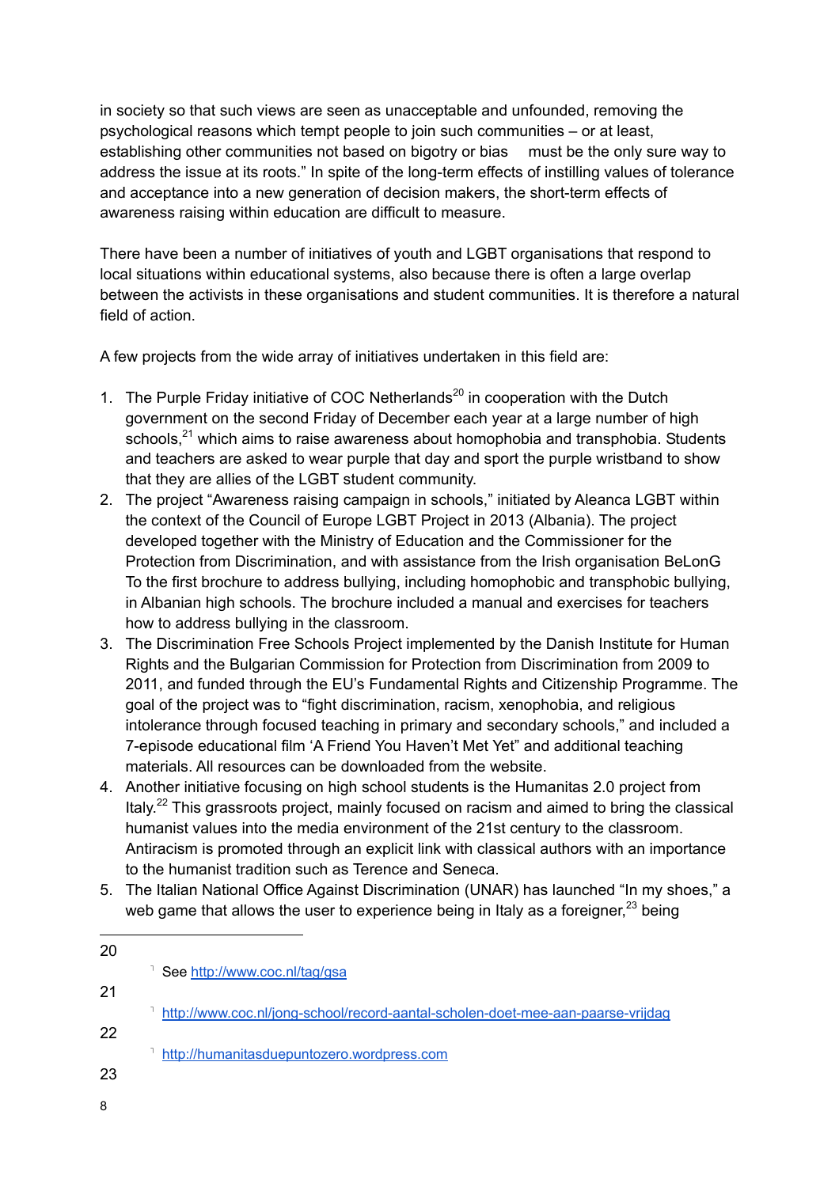in society so that such views are seen as unacceptable and unfounded, removing the psychological reasons which tempt people to join such communities – or at least, establishing other communities not based on bigotry or bias must be the only sure way to address the issue at its roots." In spite of the long-term effects of instilling values of tolerance and acceptance into a new generation of decision makers, the short-term effects of awareness raising within education are difficult to measure.

There have been a number of initiatives of youth and LGBT organisations that respond to local situations within educational systems, also because there is often a large overlap between the activists in these organisations and student communities. It is therefore a natural field of action.

A few projects from the wide array of initiatives undertaken in this field are:

1. The Purple Friday initiative of COC Netherlands[20] in cooperation with the Dutch government on the second Friday of December each year at a large number of high schools,[21] which aims to raise awareness about homophobia and transphobia. Students and teachers are asked to wear purple that day and sport the purple wristband to show that they are allies of the LGBT student community.
2. The project "Awareness raising campaign in schools," initiated by Aleanca LGBT within the context of the Council of Europe LGBT Project in 2013 (Albania). The project developed together with the Ministry of Education and the Commissioner for the Protection from Discrimination, and with assistance from the Irish organisation BeLonG To the first brochure to address bullying, including homophobic and transphobic bullying, in Albanian high schools. The brochure included a manual and exercises for teachers how to address bullying in the classroom.
3. The Discrimination Free Schools Project implemented by the Danish Institute for Human Rights and the Bulgarian Commission for Protection from Discrimination from 2009 to 2011, and funded through the EU's Fundamental Rights and Citizenship Programme. The goal of the project was to "fight discrimination, racism, xenophobia, and religious intolerance through focused teaching in primary and secondary schools," and included a 7-episode educational film 'A Friend You Haven't Met Yet" and additional teaching materials. All resources can be downloaded from the website.
4. Another initiative focusing on high school students is the Humanitas 2.0 project from Italy.[22] This grassroots project, mainly focused on racism and aimed to bring the classical humanist values into the media environment of the 21st century to the classroom. Antiracism is promoted through an explicit link with classical authors with an importance to the humanist tradition such as Terence and Seneca.
5. The Italian National Office Against Discrimination (UNAR) has launched "In my shoes," a web game that allows the user to experience being in Italy as a foreigner,[23] being

---

[20] See http://www.coc.nl/tag/gsa

[21] http://www.coc.nl/jong-school/record-aantal-scholen-doet-mee-aan-paarse-vrijdag

[22] http://humanitasduepuntozero.wordpress.com

[23]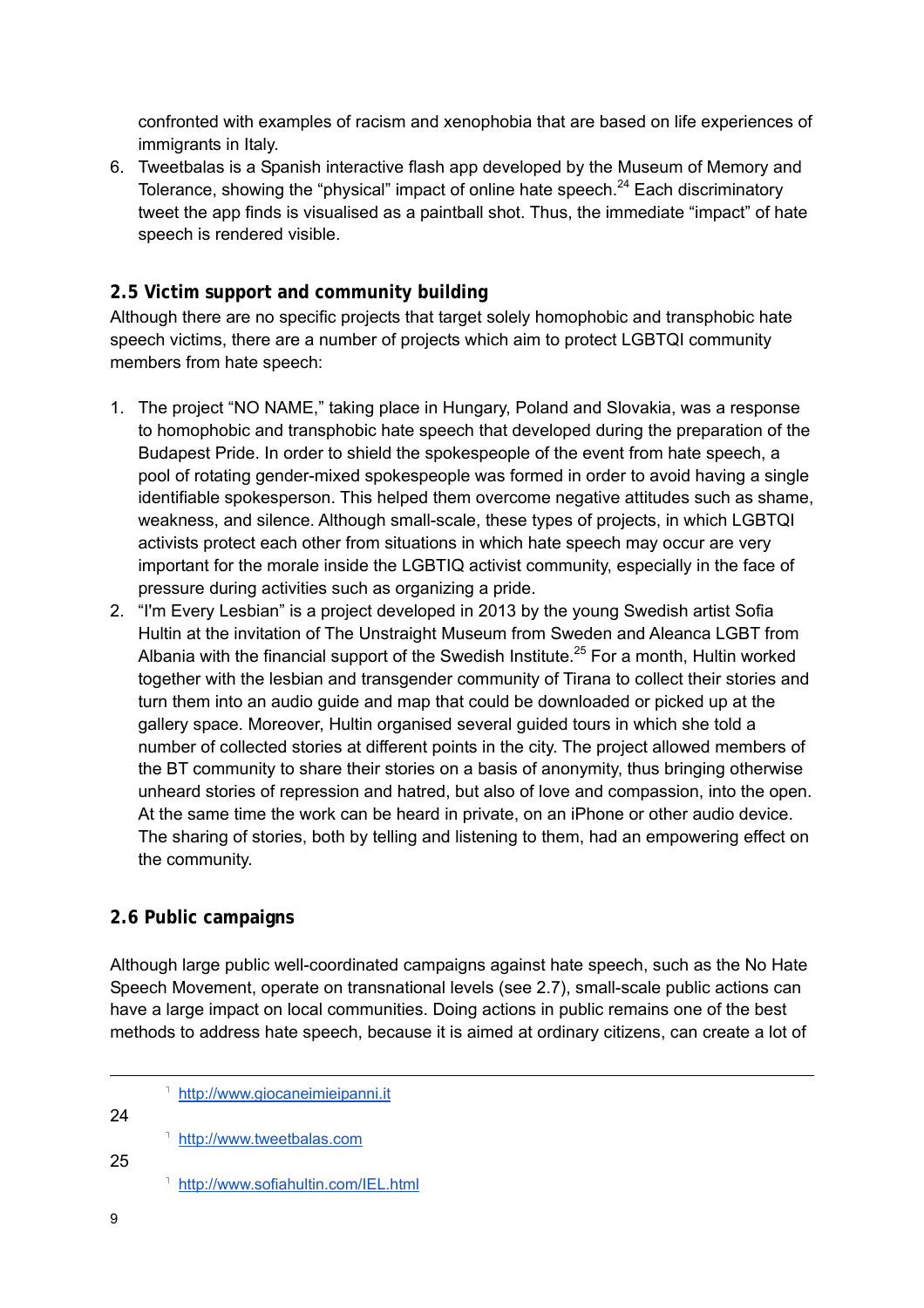confronted with examples of racism and xenophobia that are based on life experiences of immigrants in Italy.

6. Tweetbalas is a Spanish interactive flash app developed by the Museum of Memory and Tolerance, showing the "physical" impact of online hate speech.[24] Each discriminatory tweet the app finds is visualised as a paintball shot. Thus, the immediate "impact" of hate speech is rendered visible.

## 2.5 Victim support and community building

Although there are no specific projects that target solely homophobic and transphobic hate speech victims, there are a number of projects which aim to protect LGBTQI community members from hate speech:

1. The project "NO NAME," taking place in Hungary, Poland and Slovakia, was a response to homophobic and transphobic hate speech that developed during the preparation of the Budapest Pride. In order to shield the spokespeople of the event from hate speech, a pool of rotating gender-mixed spokespeople was formed in order to avoid having a single identifiable spokesperson. This helped them overcome negative attitudes such as shame, weakness, and silence. Although small-scale, these types of projects, in which LGBTQI activists protect each other from situations in which hate speech may occur are very important for the morale inside the LGBTIQ activist community, especially in the face of pressure during activities such as organizing a pride.
2. "I'm Every Lesbian" is a project developed in 2013 by the young Swedish artist Sofia Hultin at the invitation of The Unstraight Museum from Sweden and Aleanca LGBT from Albania with the financial support of the Swedish Institute.[25] For a month, Hultin worked together with the lesbian and transgender community of Tirana to collect their stories and turn them into an audio guide and map that could be downloaded or picked up at the gallery space. Moreover, Hultin organised several guided tours in which she told a number of collected stories at different points in the city. The project allowed members of the BT community to share their stories on a basis of anonymity, thus bringing otherwise unheard stories of repression and hatred, but also of love and compassion, into the open. At the same time the work can be heard in private, on an iPhone or other audio device. The sharing of stories, both by telling and listening to them, had an empowering effect on the community.

## 2.6 Public campaigns

Although large public well-coordinated campaigns against hate speech, such as the No Hate Speech Movement, operate on transnational levels (see 2.7), small-scale public actions can have a large impact on local communities. Doing actions in public remains one of the best methods to address hate speech, because it is aimed at ordinary citizens, can create a lot of

---

http://www.giocaneimieipanni.it

[24] http://www.tweetbalas.com

[25] http://www.sofiahultin.com/IEL.html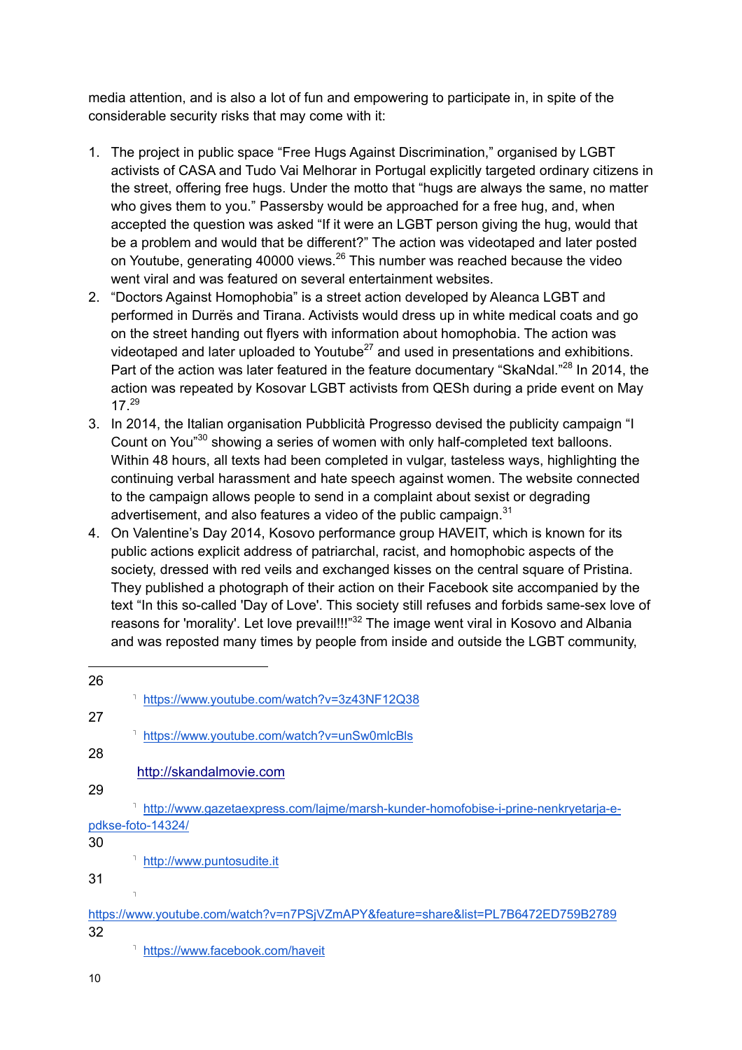media attention, and is also a lot of fun and empowering to participate in, in spite of the considerable security risks that may come with it:

1. The project in public space "Free Hugs Against Discrimination," organised by LGBT activists of CASA and Tudo Vai Melhorar in Portugal explicitly targeted ordinary citizens in the street, offering free hugs. Under the motto that "hugs are always the same, no matter who gives them to you." Passersby would be approached for a free hug, and, when accepted the question was asked "If it were an LGBT person giving the hug, would that be a problem and would that be different?" The action was videotaped and later posted on Youtube, generating 40000 views.[26] This number was reached because the video went viral and was featured on several entertainment websites.
2. "Doctors Against Homophobia" is a street action developed by Aleanca LGBT and performed in Durrës and Tirana. Activists would dress up in white medical coats and go on the street handing out flyers with information about homophobia. The action was videotaped and later uploaded to Youtube[27] and used in presentations and exhibitions. Part of the action was later featured in the feature documentary "SkaNdal."[28] In 2014, the action was repeated by Kosovar LGBT activists from QESh during a pride event on May 17.[29]
3. In 2014, the Italian organisation Pubblicità Progresso devised the publicity campaign "I Count on You"[30] showing a series of women with only half-completed text balloons. Within 48 hours, all texts had been completed in vulgar, tasteless ways, highlighting the continuing verbal harassment and hate speech against women. The website connected to the campaign allows people to send in a complaint about sexist or degrading advertisement, and also features a video of the public campaign.[31]
4. On Valentine's Day 2014, Kosovo performance group HAVEIT, which is known for its public actions explicit address of patriarchal, racist, and homophobic aspects of the society, dressed with red veils and exchanged kisses on the central square of Pristina. They published a photograph of their action on their Facebook site accompanied by the text "In this so-called 'Day of Love'. This society still refuses and forbids same-sex love of reasons for 'morality'. Let love prevail!!!"[32] The image went viral in Kosovo and Albania and was reposted many times by people from inside and outside the LGBT community,

---

26 https://www.youtube.com/watch?v=3z43NF12Q38

27 https://www.youtube.com/watch?v=unSw0mlcBls

28 http://skandalmovie.com

29 http://www.gazetaexpress.com/lajme/marsh-kunder-homofobise-i-prine-nenkryetarja-e-pdkse-foto-14324/

30 http://www.puntosudite.it

31 https://www.youtube.com/watch?v=n7PSjVZmAPY&feature=share&list=PL7B6472ED759B2789

32 https://www.facebook.com/haveit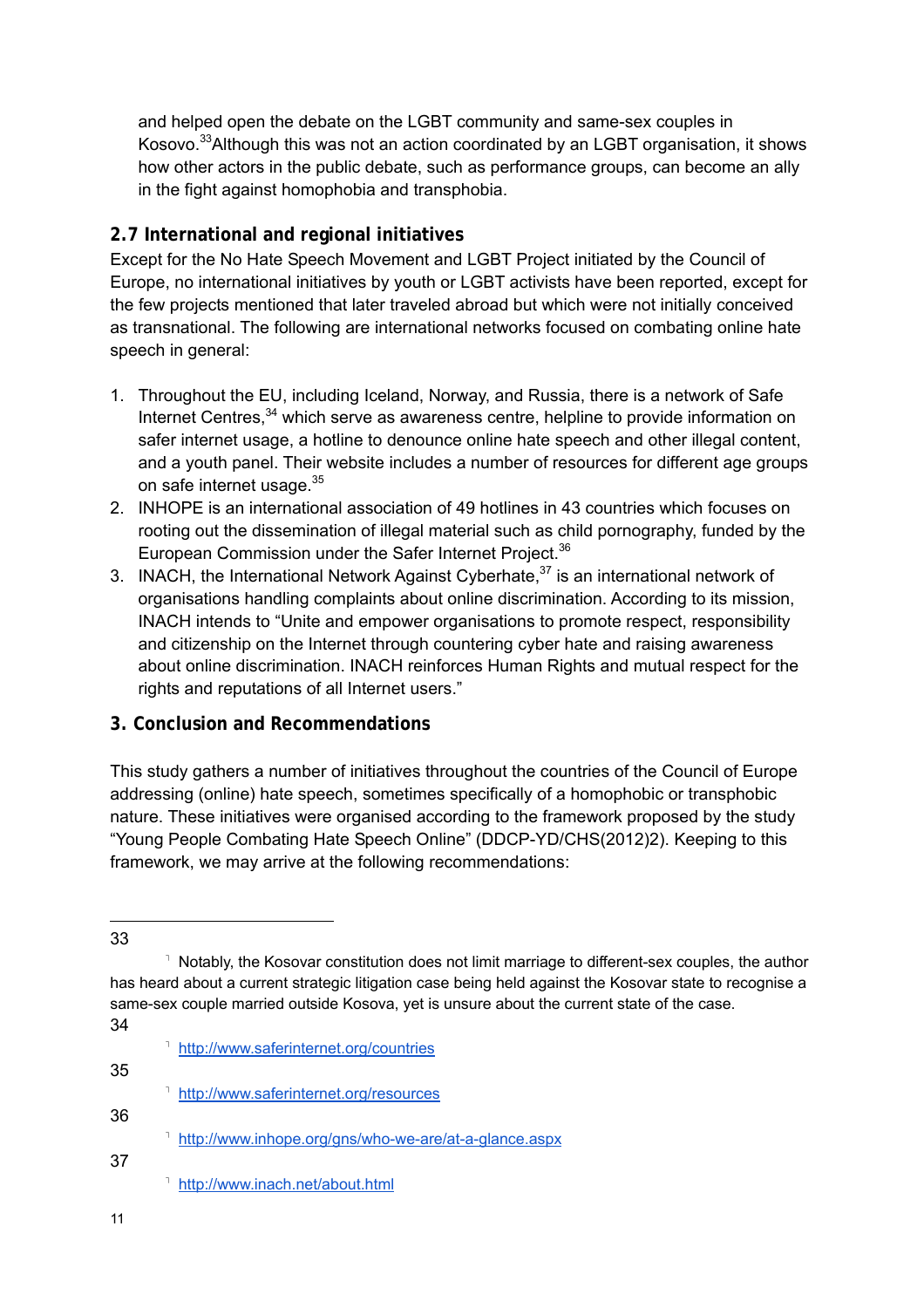and helped open the debate on the LGBT community and same-sex couples in Kosovo.[33]Although this was not an action coordinated by an LGBT organisation, it shows how other actors in the public debate, such as performance groups, can become an ally in the fight against homophobia and transphobia.

## 2.7 International and regional initiatives

Except for the No Hate Speech Movement and LGBT Project initiated by the Council of Europe, no international initiatives by youth or LGBT activists have been reported, except for the few projects mentioned that later traveled abroad but which were not initially conceived as transnational. The following are international networks focused on combating online hate speech in general:

1. Throughout the EU, including Iceland, Norway, and Russia, there is a network of Safe Internet Centres,[34] which serve as awareness centre, helpline to provide information on safer internet usage, a hotline to denounce online hate speech and other illegal content, and a youth panel. Their website includes a number of resources for different age groups on safe internet usage.[35]
2. INHOPE is an international association of 49 hotlines in 43 countries which focuses on rooting out the dissemination of illegal material such as child pornography, funded by the European Commission under the Safer Internet Project.[36]
3. INACH, the International Network Against Cyberhate,[37] is an international network of organisations handling complaints about online discrimination. According to its mission, INACH intends to "Unite and empower organisations to promote respect, responsibility and citizenship on the Internet through countering cyber hate and raising awareness about online discrimination. INACH reinforces Human Rights and mutual respect for the rights and reputations of all Internet users."

## 3. Conclusion and Recommendations

This study gathers a number of initiatives throughout the countries of the Council of Europe addressing (online) hate speech, sometimes specifically of a homophobic or transphobic nature. These initiatives were organised according to the framework proposed by the study "Young People Combating Hate Speech Online" (DDCP-YD/CHS(2012)2). Keeping to this framework, we may arrive at the following recommendations:

---

33 Notably, the Kosovar constitution does not limit marriage to different-sex couples, the author has heard about a current strategic litigation case being held against the Kosovar state to recognise a same-sex couple married outside Kosova, yet is unsure about the current state of the case.

34 http://www.saferinternet.org/countries

35 http://www.saferinternet.org/resources

36 http://www.inhope.org/gns/who-we-are/at-a-glance.aspx

37 http://www.inach.net/about.html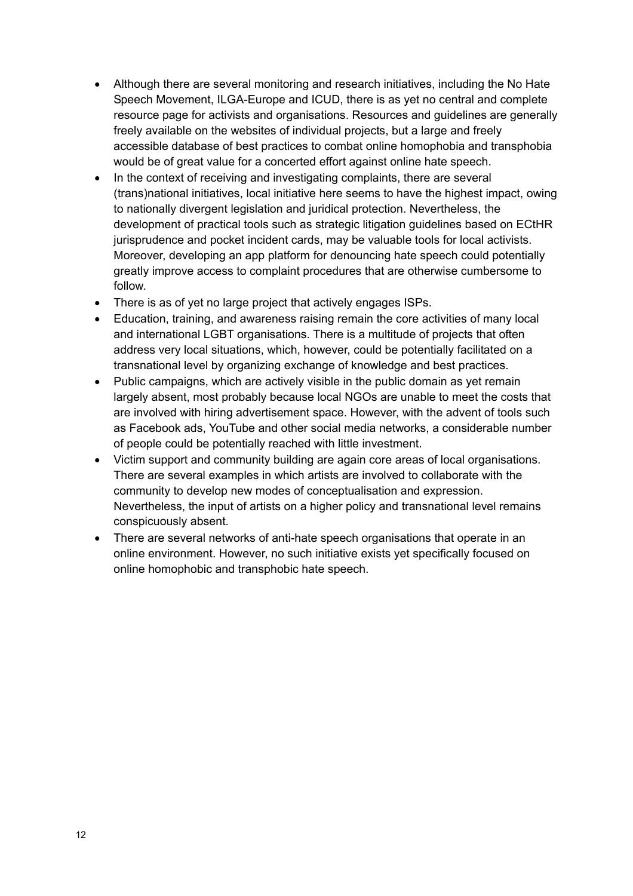- Although there are several monitoring and research initiatives, including the No Hate Speech Movement, ILGA-Europe and ICUD, there is as yet no central and complete resource page for activists and organisations. Resources and guidelines are generally freely available on the websites of individual projects, but a large and freely accessible database of best practices to combat online homophobia and transphobia would be of great value for a concerted effort against online hate speech.
- In the context of receiving and investigating complaints, there are several (trans)national initiatives, local initiative here seems to have the highest impact, owing to nationally divergent legislation and juridical protection. Nevertheless, the development of practical tools such as strategic litigation guidelines based on ECtHR jurisprudence and pocket incident cards, may be valuable tools for local activists. Moreover, developing an app platform for denouncing hate speech could potentially greatly improve access to complaint procedures that are otherwise cumbersome to follow.
- There is as of yet no large project that actively engages ISPs.
- Education, training, and awareness raising remain the core activities of many local and international LGBT organisations. There is a multitude of projects that often address very local situations, which, however, could be potentially facilitated on a transnational level by organizing exchange of knowledge and best practices.
- Public campaigns, which are actively visible in the public domain as yet remain largely absent, most probably because local NGOs are unable to meet the costs that are involved with hiring advertisement space. However, with the advent of tools such as Facebook ads, YouTube and other social media networks, a considerable number of people could be potentially reached with little investment.
- Victim support and community building are again core areas of local organisations. There are several examples in which artists are involved to collaborate with the community to develop new modes of conceptualisation and expression. Nevertheless, the input of artists on a higher policy and transnational level remains conspicuously absent.
- There are several networks of anti-hate speech organisations that operate in an online environment. However, no such initiative exists yet specifically focused on online homophobic and transphobic hate speech.